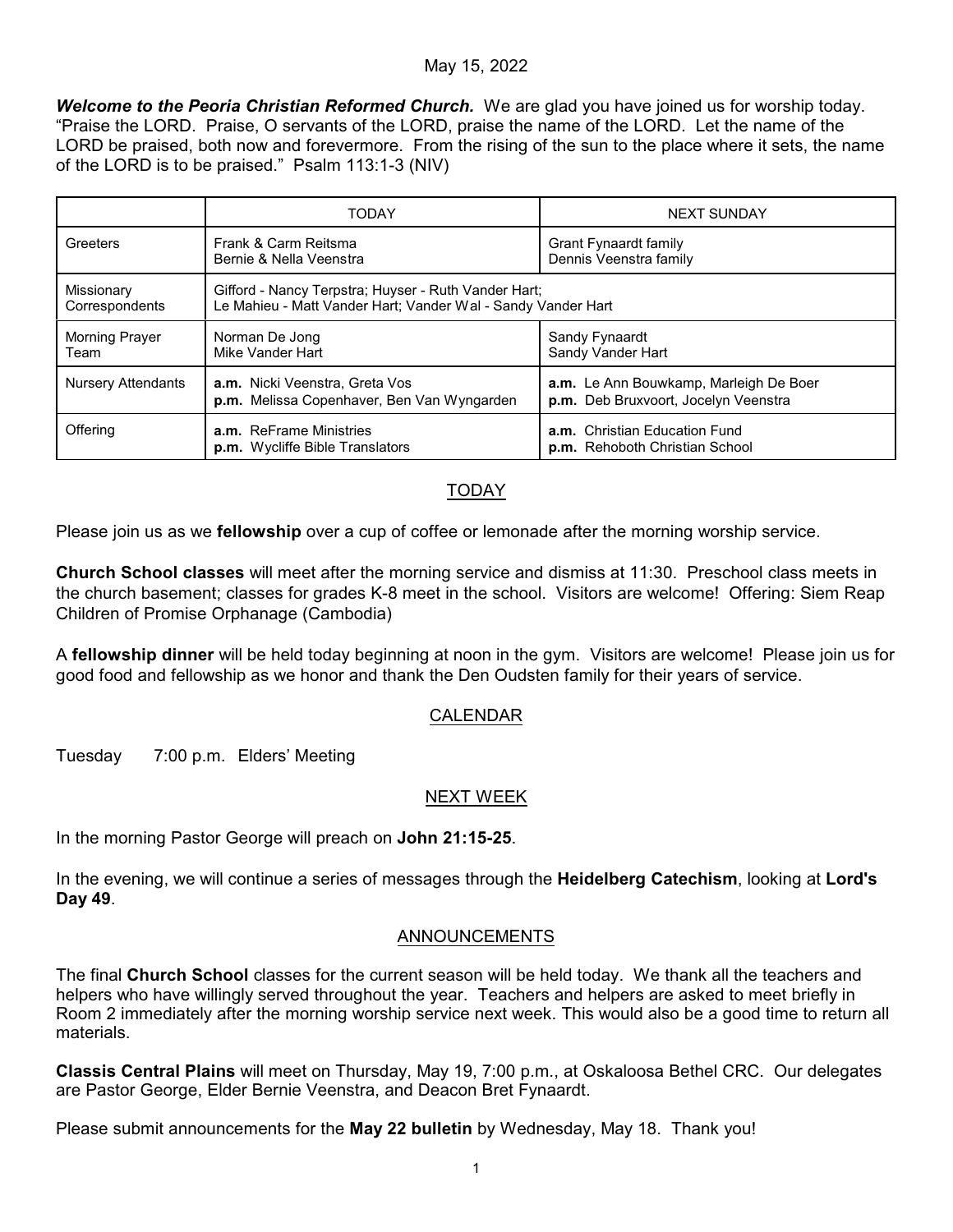May 15, 2022

***Welcome to the Peoria Christian Reformed Church.*** We are glad you have joined us for worship today. "Praise the LORD. Praise, O servants of the LORD, praise the name of the LORD. Let the name of the LORD be praised, both now and forevermore. From the rising of the sun to the place where it sets, the name of the LORD is to be praised." Psalm 113:1-3 (NIV)

| | TODAY | NEXT SUNDAY |
|---|---|---|
| Greeters | Frank & Carm Reitsma<br>Bernie & Nella Veenstra | Grant Fynaardt family<br>Dennis Veenstra family |
| Missionary Correspondents | Gifford - Nancy Terpstra; Huyser - Ruth Vander Hart;<br>Le Mahieu - Matt Vander Hart; Vander Wal - Sandy Vander Hart | |
| Morning Prayer Team | Norman De Jong<br>Mike Vander Hart | Sandy Fynaardt<br>Sandy Vander Hart |
| Nursery Attendants | **a.m.** Nicki Veenstra, Greta Vos<br>**p.m.** Melissa Copenhaver, Ben Van Wyngarden | **a.m.** Le Ann Bouwkamp, Marleigh De Boer<br>**p.m.** Deb Bruxvoort, Jocelyn Veenstra |
| Offering | **a.m.** ReFrame Ministries<br>**p.m.** Wycliffe Bible Translators | **a.m.** Christian Education Fund<br>**p.m.** Rehoboth Christian School |

## TODAY

Please join us as we **fellowship** over a cup of coffee or lemonade after the morning worship service.

**Church School classes** will meet after the morning service and dismiss at 11:30. Preschool class meets in the church basement; classes for grades K-8 meet in the school. Visitors are welcome! Offering: Siem Reap Children of Promise Orphanage (Cambodia)

A **fellowship dinner** will be held today beginning at noon in the gym. Visitors are welcome! Please join us for good food and fellowship as we honor and thank the Den Oudsten family for their years of service.

## CALENDAR

Tuesday 7:00 p.m. Elders' Meeting

## NEXT WEEK

In the morning Pastor George will preach on **John 21:15-25**.

In the evening, we will continue a series of messages through the **Heidelberg Catechism**, looking at **Lord's Day 49**.

## ANNOUNCEMENTS

The final **Church School** classes for the current season will be held today. We thank all the teachers and helpers who have willingly served throughout the year. Teachers and helpers are asked to meet briefly in Room 2 immediately after the morning worship service next week. This would also be a good time to return all materials.

**Classis Central Plains** will meet on Thursday, May 19, 7:00 p.m., at Oskaloosa Bethel CRC. Our delegates are Pastor George, Elder Bernie Veenstra, and Deacon Bret Fynaardt.

Please submit announcements for the **May 22 bulletin** by Wednesday, May 18. Thank you!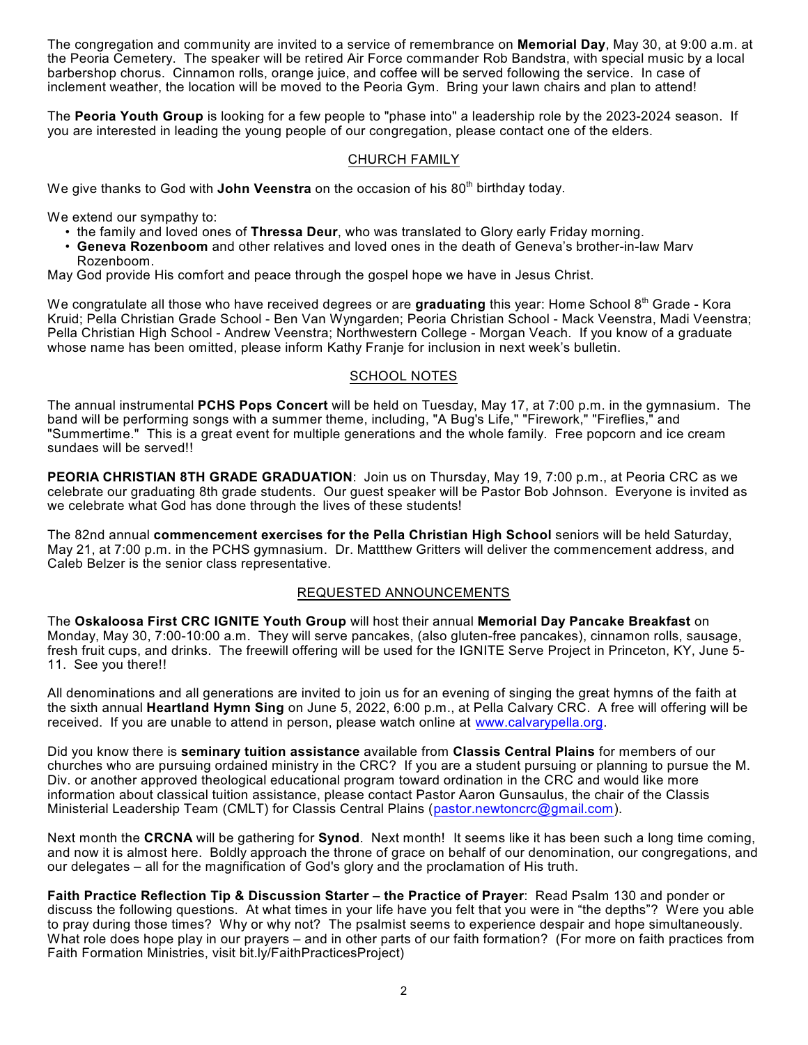The congregation and community are invited to a service of remembrance on **Memorial Day**, May 30, at 9:00 a.m. at the Peoria Cemetery. The speaker will be retired Air Force commander Rob Bandstra, with special music by a local barbershop chorus. Cinnamon rolls, orange juice, and coffee will be served following the service. In case of inclement weather, the location will be moved to the Peoria Gym. Bring your lawn chairs and plan to attend!

The **Peoria Youth Group** is looking for a few people to "phase into" a leadership role by the 2023-2024 season. If you are interested in leading the young people of our congregation, please contact one of the elders.

## CHURCH FAMILY

We give thanks to God with **John Veenstra** on the occasion of his 80th birthday today.

We extend our sympathy to:

- the family and loved ones of **Thressa Deur**, who was translated to Glory early Friday morning.
- **Geneva Rozenboom** and other relatives and loved ones in the death of Geneva's brother-in-law Marv Rozenboom.

May God provide His comfort and peace through the gospel hope we have in Jesus Christ.

We congratulate all those who have received degrees or are **graduating** this year: Home School 8th Grade - Kora Kruid; Pella Christian Grade School - Ben Van Wyngarden; Peoria Christian School - Mack Veenstra, Madi Veenstra; Pella Christian High School - Andrew Veenstra; Northwestern College - Morgan Veach. If you know of a graduate whose name has been omitted, please inform Kathy Franje for inclusion in next week's bulletin.

## SCHOOL NOTES

The annual instrumental **PCHS Pops Concert** will be held on Tuesday, May 17, at 7:00 p.m. in the gymnasium. The band will be performing songs with a summer theme, including, "A Bug's Life," "Firework," "Fireflies," and "Summertime." This is a great event for multiple generations and the whole family. Free popcorn and ice cream sundaes will be served!!

**PEORIA CHRISTIAN 8TH GRADE GRADUATION**: Join us on Thursday, May 19, 7:00 p.m., at Peoria CRC as we celebrate our graduating 8th grade students. Our guest speaker will be Pastor Bob Johnson. Everyone is invited as we celebrate what God has done through the lives of these students!

The 82nd annual **commencement exercises for the Pella Christian High School** seniors will be held Saturday, May 21, at 7:00 p.m. in the PCHS gymnasium. Dr. Mattthew Gritters will deliver the commencement address, and Caleb Belzer is the senior class representative.

## REQUESTED ANNOUNCEMENTS

The **Oskaloosa First CRC IGNITE Youth Group** will host their annual **Memorial Day Pancake Breakfast** on Monday, May 30, 7:00-10:00 a.m. They will serve pancakes, (also gluten-free pancakes), cinnamon rolls, sausage, fresh fruit cups, and drinks. The freewill offering will be used for the IGNITE Serve Project in Princeton, KY, June 5-11. See you there!!

All denominations and all generations are invited to join us for an evening of singing the great hymns of the faith at the sixth annual **Heartland Hymn Sing** on June 5, 2022, 6:00 p.m., at Pella Calvary CRC. A free will offering will be received. If you are unable to attend in person, please watch online at www.calvarypella.org.

Did you know there is **seminary tuition assistance** available from **Classis Central Plains** for members of our churches who are pursuing ordained ministry in the CRC? If you are a student pursuing or planning to pursue the M. Div. or another approved theological educational program toward ordination in the CRC and would like more information about classical tuition assistance, please contact Pastor Aaron Gunsaulus, the chair of the Classis Ministerial Leadership Team (CMLT) for Classis Central Plains (pastor.newtoncrc@gmail.com).

Next month the **CRCNA** will be gathering for **Synod**. Next month! It seems like it has been such a long time coming, and now it is almost here. Boldly approach the throne of grace on behalf of our denomination, our congregations, and our delegates – all for the magnification of God's glory and the proclamation of His truth.

**Faith Practice Reflection Tip & Discussion Starter – the Practice of Prayer**: Read Psalm 130 and ponder or discuss the following questions. At what times in your life have you felt that you were in "the depths"? Were you able to pray during those times? Why or why not? The psalmist seems to experience despair and hope simultaneously. What role does hope play in our prayers – and in other parts of our faith formation? (For more on faith practices from Faith Formation Ministries, visit bit.ly/FaithPracticesProject)